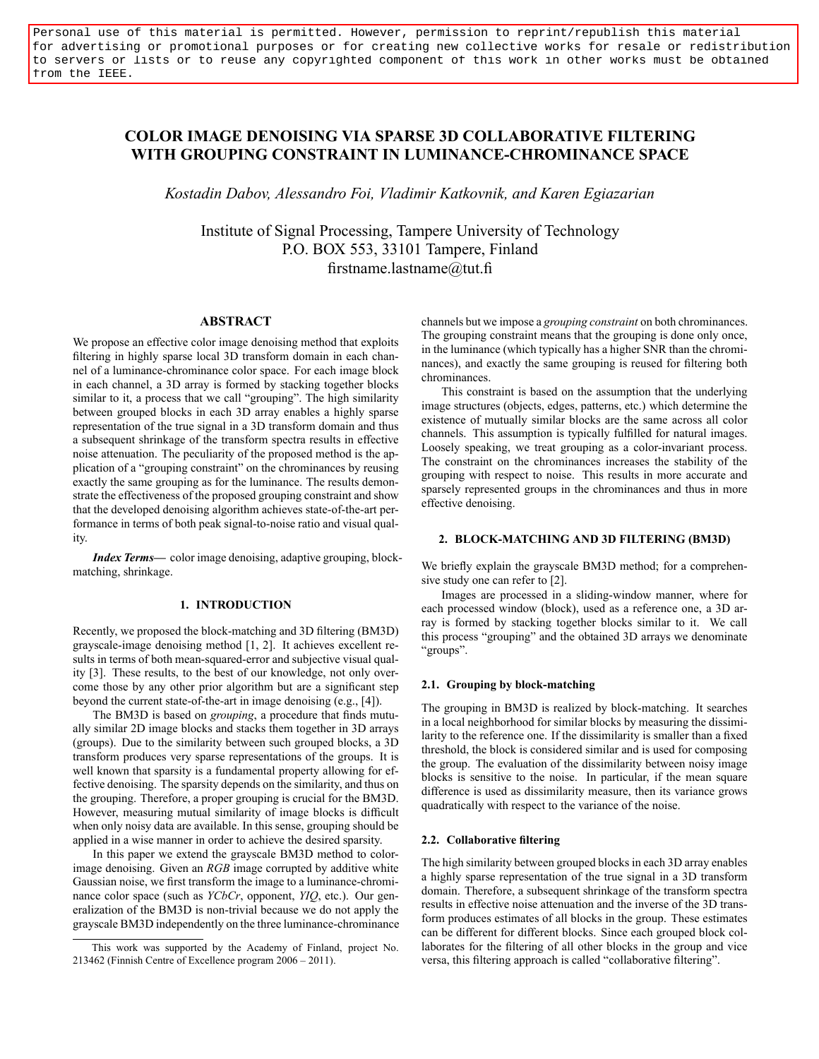Personal use of this material is permitted. However, permission to reprint/republish this material for advertising or promotional purposes or for creating new collective works for resale or redistribution to servers or lists or to reuse any copyrighted component of this work in other works must be obtained from the IEEE.

# COLOR IMAGE DENOISING VIA SPARSE 3D COLLABORATIVE FILTERING WITH GROUPING CONSTRAINT IN LUMINANCE-CHROMINANCE SPACE

*Kostadin Dabov, Alessandro Foi, Vladimir Katkovnik, and Karen Egiazarian*

Institute of Signal Processing, Tampere University of Technology
P.O. BOX 553, 33101 Tampere, Finland
firstname.lastname@tut.fi

## ABSTRACT

We propose an effective color image denoising method that exploits filtering in highly sparse local 3D transform domain in each channel of a luminance-chrominance color space. For each image block in each channel, a 3D array is formed by stacking together blocks similar to it, a process that we call "grouping". The high similarity between grouped blocks in each 3D array enables a highly sparse representation of the true signal in a 3D transform domain and thus a subsequent shrinkage of the transform spectra results in effective noise attenuation. The peculiarity of the proposed method is the application of a "grouping constraint" on the chrominances by reusing exactly the same grouping as for the luminance. The results demonstrate the effectiveness of the proposed grouping constraint and show that the developed denoising algorithm achieves state-of-the-art performance in terms of both peak signal-to-noise ratio and visual quality.

***Index Terms***— color image denoising, adaptive grouping, block-matching, shrinkage.

## 1. INTRODUCTION

Recently, we proposed the block-matching and 3D filtering (BM3D) grayscale-image denoising method [1, 2]. It achieves excellent results in terms of both mean-squared-error and subjective visual quality [3]. These results, to the best of our knowledge, not only overcome those by any other prior algorithm but are a significant step beyond the current state-of-the-art in image denoising (e.g., [4]).

The BM3D is based on *grouping*, a procedure that finds mutually similar 2D image blocks and stacks them together in 3D arrays (groups). Due to the similarity between such grouped blocks, a 3D transform produces very sparse representations of the groups. It is well known that sparsity is a fundamental property allowing for effective denoising. The sparsity depends on the similarity, and thus on the grouping. Therefore, a proper grouping is crucial for the BM3D. However, measuring mutual similarity of image blocks is difficult when only noisy data are available. In this sense, grouping should be applied in a wise manner in order to achieve the desired sparsity.

In this paper we extend the grayscale BM3D method to color-image denoising. Given an *RGB* image corrupted by additive white Gaussian noise, we first transform the image to a luminance-chrominance color space (such as *YCbCr*, opponent, *YIQ*, etc.). Our generalization of the BM3D is non-trivial because we do not apply the grayscale BM3D independently on the three luminance-chrominance channels but we impose a *grouping constraint* on both chrominances. The grouping constraint means that the grouping is done only once, in the luminance (which typically has a higher SNR than the chrominances), and exactly the same grouping is reused for filtering both chrominances.

This constraint is based on the assumption that the underlying image structures (objects, edges, patterns, etc.) which determine the existence of mutually similar blocks are the same across all color channels. This assumption is typically fulfilled for natural images. Loosely speaking, we treat grouping as a color-invariant process. The constraint on the chrominances increases the stability of the grouping with respect to noise. This results in more accurate and sparsely represented groups in the chrominances and thus in more effective denoising.

This work was supported by the Academy of Finland, project No. 213462 (Finnish Centre of Excellence program 2006 – 2011).

## 2. BLOCK-MATCHING AND 3D FILTERING (BM3D)

We briefly explain the grayscale BM3D method; for a comprehensive study one can refer to [2].

Images are processed in a sliding-window manner, where for each processed window (block), used as a reference one, a 3D array is formed by stacking together blocks similar to it. We call this process "grouping" and the obtained 3D arrays we denominate "groups".

### 2.1. Grouping by block-matching

The grouping in BM3D is realized by block-matching. It searches in a local neighborhood for similar blocks by measuring the dissimilarity to the reference one. If the dissimilarity is smaller than a fixed threshold, the block is considered similar and is used for composing the group. The evaluation of the dissimilarity between noisy image blocks is sensitive to the noise. In particular, if the mean square difference is used as dissimilarity measure, then its variance grows quadratically with respect to the variance of the noise.

### 2.2. Collaborative filtering

The high similarity between grouped blocks in each 3D array enables a highly sparse representation of the true signal in a 3D transform domain. Therefore, a subsequent shrinkage of the transform spectra results in effective noise attenuation and the inverse of the 3D transform produces estimates of all blocks in the group. These estimates can be different for different blocks. Since each grouped block collaborates for the filtering of all other blocks in the group and vice versa, this filtering approach is called "collaborative filtering".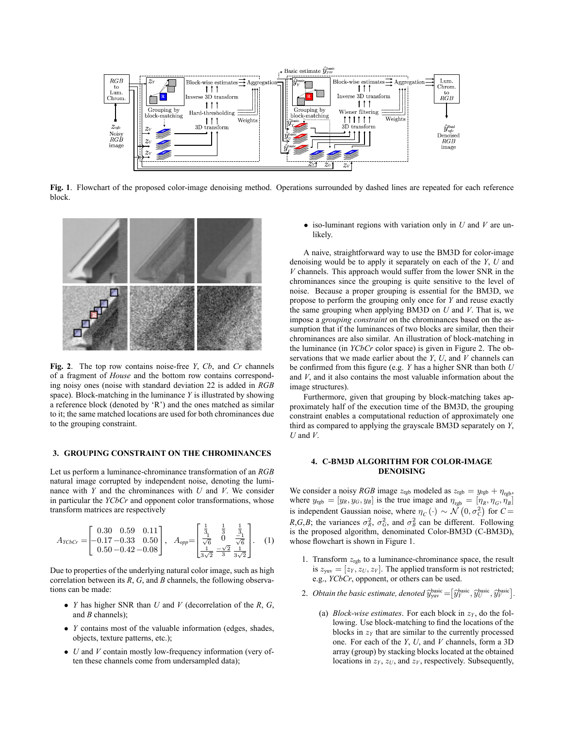**Fig. 1**. Flowchart of the proposed color-image denoising method. Operations surrounded by dashed lines are repeated for each reference block.

**Fig. 2**. The top row contains noise-free $Y$, $Cb$, and $Cr$ channels of a fragment of *House* and the bottom row contains corresponding noisy ones (noise with standard deviation 22 is added in *RGB* space). Block-matching in the luminance $Y$ is illustrated by showing a reference block (denoted by 'R') and the ones matched as similar to it; the same matched locations are used for both chrominances due to the grouping constraint.

## 3. GROUPING CONSTRAINT ON THE CHROMINANCES

Let us perform a luminance-chrominance transformation of an *RGB* natural image corrupted by independent noise, denoting the luminance with $Y$ and the chrominances with $U$ and $V$. We consider in particular the *YCbCr* and opponent color transformations, whose transform matrices are respectively

$$A_{YCbCr} = \begin{bmatrix} 0.30 & 0.59 & 0.11 \\ -0.17 & -0.33 & 0.50 \\ 0.50 & -0.42 & -0.08 \end{bmatrix}, \quad A_{opp} = \begin{bmatrix} \frac{1}{3} & \frac{1}{3} & \frac{1}{3} \\ \frac{1}{\sqrt{6}} & 0 & \frac{-1}{\sqrt{6}} \\ \frac{1}{3\sqrt{2}} & \frac{-\sqrt{2}}{3} & \frac{1}{3\sqrt{2}} \end{bmatrix}. \quad (1)$$

Due to properties of the underlying natural color image, such as high correlation between its $R$, $G$, and $B$ channels, the following observations can be made:

- $Y$ has higher SNR than $U$ and $V$ (decorrelation of the $R$, $G$, and $B$ channels);
- $Y$ contains most of the valuable information (edges, shades, objects, texture patterns, etc.);
- $U$ and $V$ contain mostly low-frequency information (very often these channels come from undersampled data);
- iso-luminant regions with variation only in $U$ and $V$ are unlikely.

A naive, straightforward way to use the BM3D for color-image denoising would be to apply it separately on each of the $Y$, $U$ and $V$ channels. This approach would suffer from the lower SNR in the chrominances since the grouping is quite sensitive to the level of noise. Because a proper grouping is essential for the BM3D, we propose to perform the grouping only once for $Y$ and reuse exactly the same grouping when applying BM3D on $U$ and $V$. That is, we impose a *grouping constraint* on the chrominances based on the assumption that if the luminances of two blocks are similar, then their chrominances are also similar. An illustration of block-matching in the luminance (in *YCbCr* color space) is given in Figure 2. The observations that we made earlier about the $Y$, $U$, and $V$ channels can be confirmed from this figure (e.g. $Y$ has a higher SNR than both $U$ and $V$, and it also contains the most valuable information about the image structures).

Furthermore, given that grouping by block-matching takes approximately half of the execution time of the BM3D, the grouping constraint enables a computational reduction of approximately one third as compared to applying the grayscale BM3D separately on $Y$, $U$ and $V$.

## 4. C-BM3D ALGORITHM FOR COLOR-IMAGE DENOISING

We consider a noisy *RGB* image $z_{\text{rgb}}$ modeled as $z_{\text{rgb}} = y_{\text{rgb}} + \eta_{\text{rgb}}$, where $y_{\text{rgb}} = [y_R, y_G, y_B]$ is the true image and $\eta_{\text{rgb}} = [\eta_R, \eta_G, \eta_B]$ is independent Gaussian noise, where $\eta_C(\cdot) \sim \mathcal{N}(0, \sigma_C^2)$ for $C = R,G,B$; the variances $\sigma_R^2$, $\sigma_G^2$, and $\sigma_B^2$ can be different. Following is the proposed algorithm, denominated Color-BM3D (C-BM3D), whose flowchart is shown in Figure 1.

1. Transform $z_{\text{rgb}}$ to a luminance-chrominance space, the result is $z_{\text{yuv}} = [z_Y, z_U, z_V]$. The applied transform is not restricted; e.g., *YCbCr*, opponent, or others can be used.
2. *Obtain the basic estimate, denoted* $\hat{y}_{\text{yuv}}^{\text{basic}} = [\hat{y}_Y^{\text{basic}}, \hat{y}_U^{\text{basic}}, \hat{y}_V^{\text{basic}}]$.
   (a) *Block-wise estimates*. For each block in $z_Y$, do the following. Use block-matching to find the locations of the blocks in $z_Y$ that are similar to the currently processed one. For each of the $Y$, $U$, and $V$ channels, form a 3D array (by stacking blocks located at the obtained locations in $z_Y$, $z_U$, and $z_V$, respectively. Subsequently,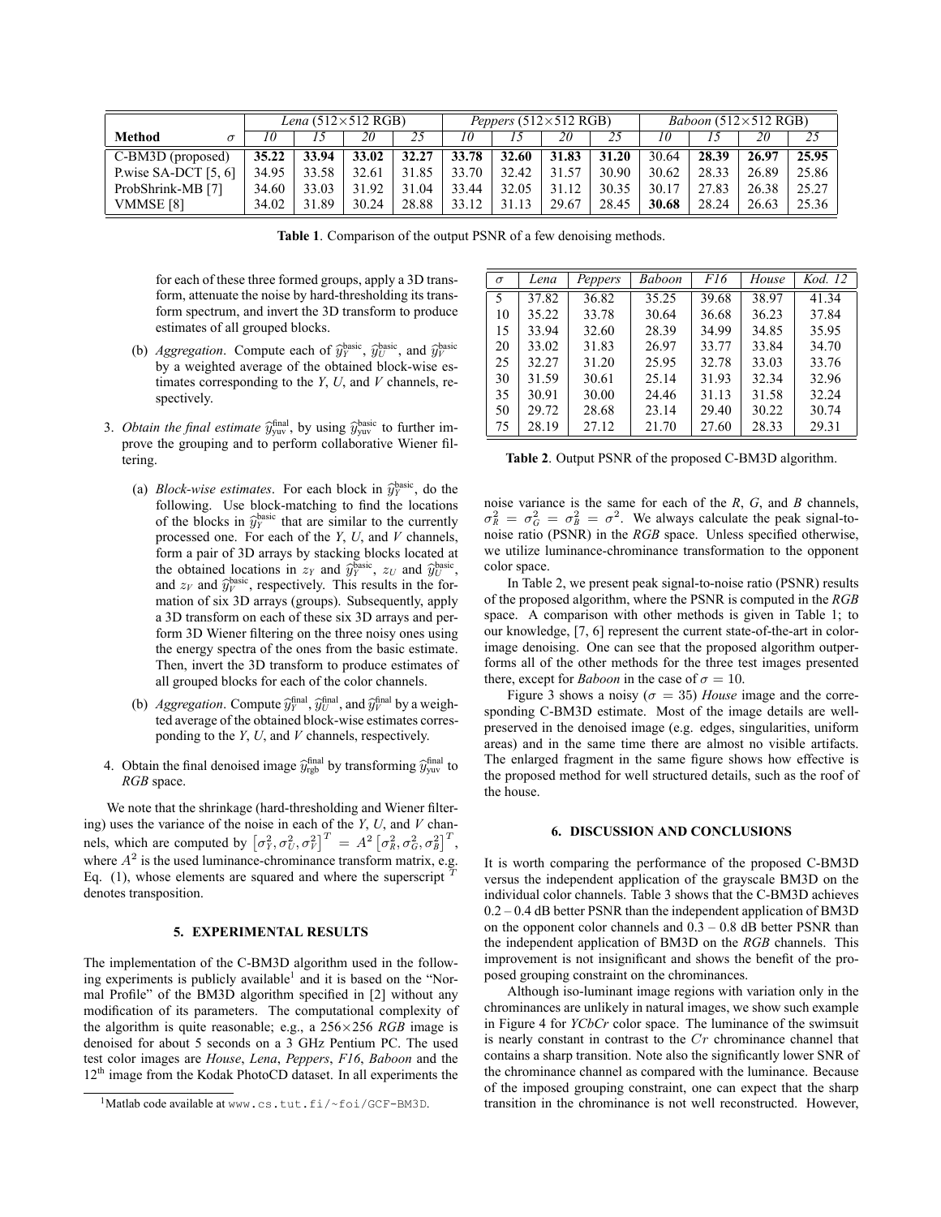| Method $\sigma$ | *Lena* (512×512 RGB) | | | | *Peppers* (512×512 RGB) | | | | *Baboon* (512×512 RGB) | | | |
|---|---|---|---|---|---|---|---|---|---|---|---|---|
| | *10* | *15* | *20* | *25* | *10* | *15* | *20* | *25* | *10* | *15* | *20* | *25* |
| C-BM3D (proposed) | **35.22** | **33.94** | **33.02** | **32.27** | **33.78** | **32.60** | **31.83** | **31.20** | 30.64 | **28.39** | **26.97** | **25.95** |
| P.wise SA-DCT [5, 6] | 34.95 | 33.58 | 32.61 | 31.85 | 33.70 | 32.42 | 31.57 | 30.90 | 30.62 | 28.33 | 26.89 | 25.86 |
| ProbShrink-MB [7] | 34.60 | 33.03 | 31.92 | 31.04 | 33.44 | 32.05 | 31.12 | 30.35 | 30.17 | 27.83 | 26.38 | 25.27 |
| VMMSE [8] | 34.02 | 31.89 | 30.24 | 28.88 | 33.12 | 31.13 | 29.67 | 28.45 | **30.68** | 28.24 | 26.63 | 25.36 |

**Table 1**. Comparison of the output PSNR of a few denoising methods.

for each of these three formed groups, apply a 3D transform, attenuate the noise by hard-thresholding its transform spectrum, and invert the 3D transform to produce estimates of all grouped blocks.

(b) *Aggregation*. Compute each of $\widehat{y}_Y^{\text{basic}}$, $\widehat{y}_U^{\text{basic}}$, and $\widehat{y}_V^{\text{basic}}$ by a weighted average of the obtained block-wise estimates corresponding to the *Y*, *U*, and *V* channels, respectively.

3. *Obtain the final estimate* $\widehat{y}_{\text{yuv}}^{\text{final}}$, by using $\widehat{y}_{\text{yuv}}^{\text{basic}}$ to further improve the grouping and to perform collaborative Wiener filtering.

    (a) *Block-wise estimates*. For each block in $\widehat{y}_Y^{\text{basic}}$, do the following. Use block-matching to find the locations of the blocks in $\widehat{y}_Y^{\text{basic}}$ that are similar to the currently processed one. For each of the *Y*, *U*, and *V* channels, form a pair of 3D arrays by stacking blocks located at the obtained locations in $z_Y$ and $\widehat{y}_Y^{\text{basic}}$, $z_U$ and $\widehat{y}_U^{\text{basic}}$, and $z_V$ and $\widehat{y}_V^{\text{basic}}$, respectively. This results in the formation of six 3D arrays (groups). Subsequently, apply a 3D transform on each of these six 3D arrays and perform 3D Wiener filtering on the three noisy ones using the energy spectra of the ones from the basic estimate. Then, invert the 3D transform to produce estimates of all grouped blocks for each of the color channels.

    (b) *Aggregation*. Compute $\widehat{y}_Y^{\text{final}}$, $\widehat{y}_U^{\text{final}}$, and $\widehat{y}_V^{\text{final}}$ by a weighted average of the obtained block-wise estimates corresponding to the *Y*, *U*, and *V* channels, respectively.

4. Obtain the final denoised image $\widehat{y}_{\text{rgb}}^{\text{final}}$ by transforming $\widehat{y}_{\text{yuv}}^{\text{final}}$ to *RGB* space.

We note that the shrinkage (hard-thresholding and Wiener filtering) uses the variance of the noise in each of the *Y*, *U*, and *V* channels, which are computed by $\left[\sigma_Y^2, \sigma_U^2, \sigma_V^2\right]^T = A^2 \left[\sigma_R^2, \sigma_G^2, \sigma_B^2\right]^T$, where $A^2$ is the used luminance-chrominance transform matrix, e.g. Eq. (1), whose elements are squared and where the superscript $^T$ denotes transposition.

## 5. EXPERIMENTAL RESULTS

The implementation of the C-BM3D algorithm used in the following experiments is publicly available[1] and it is based on the "Normal Profile" of the BM3D algorithm specified in [2] without any modification of its parameters. The computational complexity of the algorithm is quite reasonable; e.g., a 256×256 *RGB* image is denoised for about 5 seconds on a 3 GHz Pentium PC. The used test color images are *House*, *Lena*, *Peppers*, *F16*, *Baboon* and the 12[th] image from the Kodak PhotoCD dataset. In all experiments the noise variance is the same for each of the *R*, *G*, and *B* channels, $\sigma_R^2 = \sigma_G^2 = \sigma_B^2 = \sigma^2$. We always calculate the peak signal-to-noise ratio (PSNR) in the *RGB* space. Unless specified otherwise, we utilize luminance-chrominance transformation to the opponent color space.

[1] Matlab code available at www.cs.tut.fi/~foi/GCF-BM3D.

| $\sigma$ | *Lena* | *Peppers* | *Baboon* | *F16* | *House* | *Kod. 12* |
|---|---|---|---|---|---|---|
| 5 | 37.82 | 36.82 | 35.25 | 39.68 | 38.97 | 41.34 |
| 10 | 35.22 | 33.78 | 30.64 | 36.68 | 36.23 | 37.84 |
| 15 | 33.94 | 32.60 | 28.39 | 34.99 | 34.85 | 35.95 |
| 20 | 33.02 | 31.83 | 26.97 | 33.77 | 33.84 | 34.70 |
| 25 | 32.27 | 31.20 | 25.95 | 32.78 | 33.03 | 33.76 |
| 30 | 31.59 | 30.61 | 25.14 | 31.93 | 32.34 | 32.96 |
| 35 | 30.91 | 30.00 | 24.46 | 31.13 | 31.58 | 32.24 |
| 50 | 29.72 | 28.68 | 23.14 | 29.40 | 30.22 | 30.74 |
| 75 | 28.19 | 27.12 | 21.70 | 27.60 | 28.33 | 29.31 |

**Table 2**. Output PSNR of the proposed C-BM3D algorithm.

In Table 2, we present peak signal-to-noise ratio (PSNR) results of the proposed algorithm, where the PSNR is computed in the *RGB* space. A comparison with other methods is given in Table 1; to our knowledge, [7, 6] represent the current state-of-the-art in color-image denoising. One can see that the proposed algorithm outperforms all of the other methods for the three test images presented there, except for *Baboon* in the case of $\sigma = 10$.

Figure 3 shows a noisy ($\sigma = 35$) *House* image and the corresponding C-BM3D estimate. Most of the image details are well-preserved in the denoised image (e.g. edges, singularities, uniform areas) and in the same time there are almost no visible artifacts. The enlarged fragment in the same figure shows how effective is the proposed method for well structured details, such as the roof of the house.

## 6. DISCUSSION AND CONCLUSIONS

It is worth comparing the performance of the proposed C-BM3D versus the independent application of the grayscale BM3D on the individual color channels. Table 3 shows that the C-BM3D achieves 0.2 – 0.4 dB better PSNR than the independent application of BM3D on the opponent color channels and 0.3 – 0.8 dB better PSNR than the independent application of BM3D on the *RGB* channels. This improvement is not insignificant and shows the benefit of the proposed grouping constraint on the chrominances.

Although iso-luminant image regions with variation only in the chrominances are unlikely in natural images, we show such example in Figure 4 for *YCbCr* color space. The luminance of the swimsuit is nearly constant in contrast to the $Cr$ chrominance channel that contains a sharp transition. Note also the significantly lower SNR of the chrominance channel as compared with the luminance. Because of the imposed grouping constraint, one can expect that the sharp transition in the chrominance is not well reconstructed. However,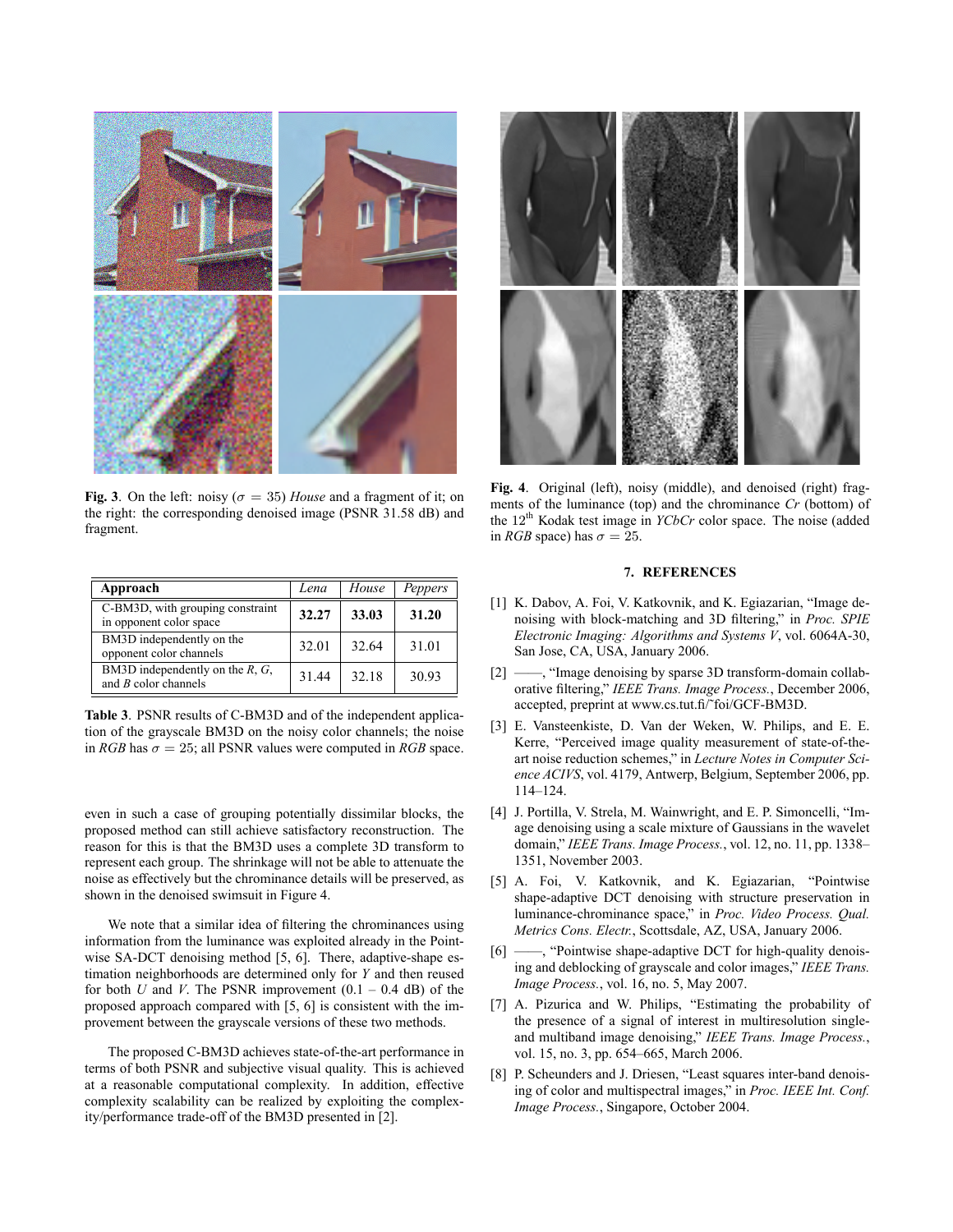**Fig. 3**. On the left: noisy ($\sigma = 35$) *House* and a fragment of it; on the right: the corresponding denoised image (PSNR 31.58 dB) and fragment.

| Approach | *Lena* | *House* | *Peppers* |
|---|---|---|---|
| C-BM3D, with grouping constraint in opponent color space | **32.27** | **33.03** | **31.20** |
| BM3D independently on the opponent color channels | 32.01 | 32.64 | 31.01 |
| BM3D independently on the *R*, *G*, and *B* color channels | 31.44 | 32.18 | 30.93 |

**Table 3**. PSNR results of C-BM3D and of the independent application of the grayscale BM3D on the noisy color channels; the noise in *RGB* has $\sigma = 25$; all PSNR values were computed in *RGB* space.

even in such a case of grouping potentially dissimilar blocks, the proposed method can still achieve satisfactory reconstruction. The reason for this is that the BM3D uses a complete 3D transform to represent each group. The shrinkage will not be able to attenuate the noise as effectively but the chrominance details will be preserved, as shown in the denoised swimsuit in Figure 4.

We note that a similar idea of filtering the chrominances using information from the luminance was exploited already in the Pointwise SA-DCT denoising method [5, 6]. There, adaptive-shape estimation neighborhoods are determined only for $Y$ and then reused for both $U$ and $V$. The PSNR improvement (0.1 – 0.4 dB) of the proposed approach compared with [5, 6] is consistent with the improvement between the grayscale versions of these two methods.

The proposed C-BM3D achieves state-of-the-art performance in terms of both PSNR and subjective visual quality. This is achieved at a reasonable computational complexity. In addition, effective complexity scalability can be realized by exploiting the complexity/performance trade-off of the BM3D presented in [2].

**Fig. 4**. Original (left), noisy (middle), and denoised (right) fragments of the luminance (top) and the chrominance *Cr* (bottom) of the 12$^{\text{th}}$ Kodak test image in *YCbCr* color space. The noise (added in *RGB* space) has $\sigma = 25$.

## 7. REFERENCES

[1] K. Dabov, A. Foi, V. Katkovnik, and K. Egiazarian, "Image denoising with block-matching and 3D filtering," in *Proc. SPIE Electronic Imaging: Algorithms and Systems V*, vol. 6064A-30, San Jose, CA, USA, January 2006.

[2] ——, "Image denoising by sparse 3D transform-domain collaborative filtering," *IEEE Trans. Image Process.*, December 2006, accepted, preprint at www.cs.tut.fi/~foi/GCF-BM3D.

[3] E. Vansteenkiste, D. Van der Weken, W. Philips, and E. E. Kerre, "Perceived image quality measurement of state-of-the-art noise reduction schemes," in *Lecture Notes in Computer Science ACIVS*, vol. 4179, Antwerp, Belgium, September 2006, pp. 114–124.

[4] J. Portilla, V. Strela, M. Wainwright, and E. P. Simoncelli, "Image denoising using a scale mixture of Gaussians in the wavelet domain," *IEEE Trans. Image Process.*, vol. 12, no. 11, pp. 1338–1351, November 2003.

[5] A. Foi, V. Katkovnik, and K. Egiazarian, "Pointwise shape-adaptive DCT denoising with structure preservation in luminance-chrominance space," in *Proc. Video Process. Qual. Metrics Cons. Electr.*, Scottsdale, AZ, USA, January 2006.

[6] ——, "Pointwise shape-adaptive DCT for high-quality denoising and deblocking of grayscale and color images," *IEEE Trans. Image Process.*, vol. 16, no. 5, May 2007.

[7] A. Pizurica and W. Philips, "Estimating the probability of the presence of a signal of interest in multiresolution single- and multiband image denoising," *IEEE Trans. Image Process.*, vol. 15, no. 3, pp. 654–665, March 2006.

[8] P. Scheunders and J. Driesen, "Least squares inter-band denoising of color and multispectral images," in *Proc. IEEE Int. Conf. Image Process.*, Singapore, October 2004.